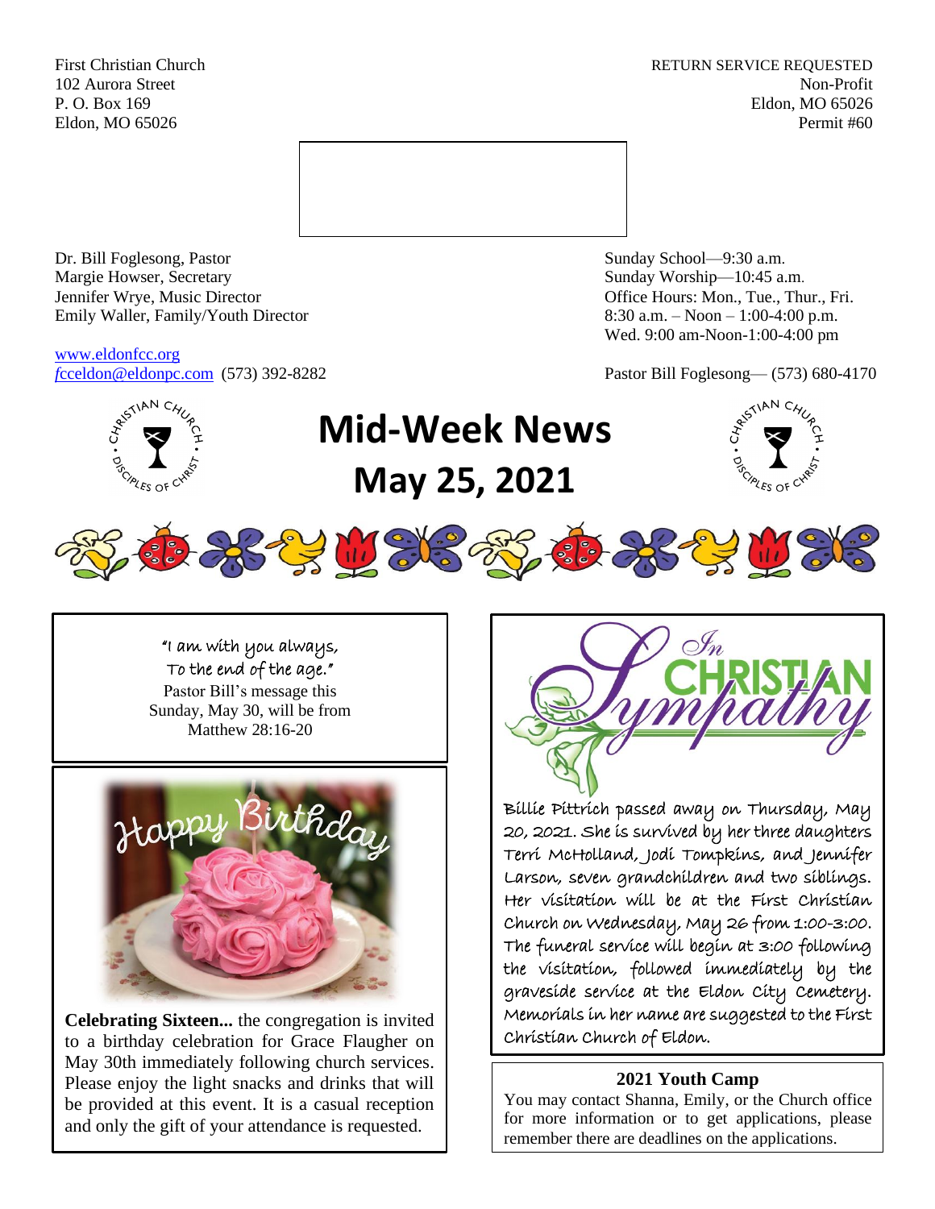First Christian Church
102 Aurora Street
P. O. Box 169
Eldon, MO 65026

RETURN SERVICE REQUESTED
Non-Profit
Eldon, MO 65026
Permit #60

Dr. Bill Foglesong, Pastor
Margie Howser, Secretary
Jennifer Wrye, Music Director
Emily Waller, Family/Youth Director

www.eldonfcc.org
fcceldon@eldonpc.com (573) 392-8282

Sunday School—9:30 a.m.
Sunday Worship—10:45 a.m.
Office Hours: Mon., Tue., Thur., Fri.
8:30 a.m. – Noon – 1:00-4:00 p.m.
Wed. 9:00 am-Noon-1:00-4:00 pm

Pastor Bill Foglesong— (573) 680-4170

# Mid-Week News
# May 25, 2021

"I am with you always,
To the end of the age."
Pastor Bill's message this
Sunday, May 30, will be from
Matthew 28:16-20

Happy Birthday

**Celebrating Sixteen...** the congregation is invited to a birthday celebration for Grace Flaugher on May 30th immediately following church services. Please enjoy the light snacks and drinks that will be provided at this event. It is a casual reception and only the gift of your attendance is requested.

In Christian Sympathy

Billie Pittrich passed away on Thursday, May 20, 2021. She is survived by her three daughters Terri McHolland, Jodi Tompkins, and Jennifer Larson, seven grandchildren and two siblings. Her visitation will be at the First Christian Church on Wednesday, May 26 from 1:00-3:00. The funeral service will begin at 3:00 following the visitation, followed immediately by the graveside service at the Eldon City Cemetery. Memorials in her name are suggested to the First Christian Church of Eldon.

### 2021 Youth Camp

You may contact Shanna, Emily, or the Church office for more information or to get applications, please remember there are deadlines on the applications.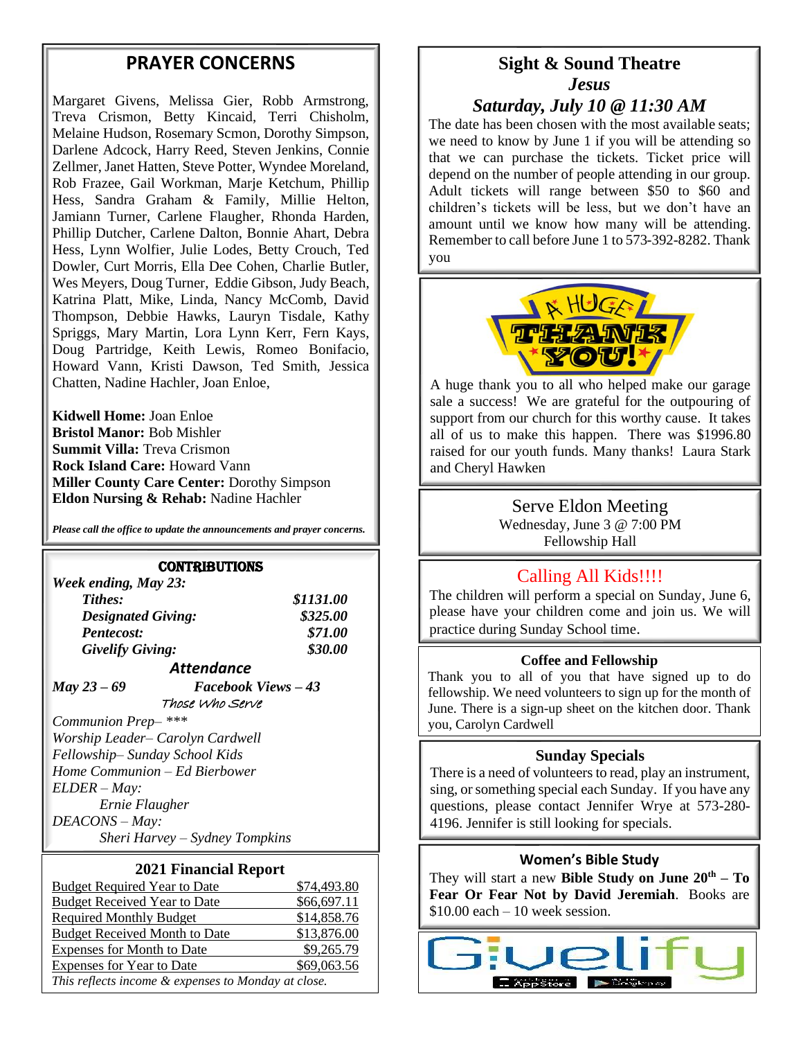## PRAYER CONCERNS

Margaret Givens, Melissa Gier, Robb Armstrong, Treva Crismon, Betty Kincaid, Terri Chisholm, Melaine Hudson, Rosemary Scmon, Dorothy Simpson, Darlene Adcock, Harry Reed, Steven Jenkins, Connie Zellmer, Janet Hatten, Steve Potter, Wyndee Moreland, Rob Frazee, Gail Workman, Marje Ketchum, Phillip Hess, Sandra Graham & Family, Millie Helton, Jamiann Turner, Carlene Flaugher, Rhonda Harden, Phillip Dutcher, Carlene Dalton, Bonnie Ahart, Debra Hess, Lynn Wolfier, Julie Lodes, Betty Crouch, Ted Dowler, Curt Morris, Ella Dee Cohen, Charlie Butler, Wes Meyers, Doug Turner, Eddie Gibson, Judy Beach, Katrina Platt, Mike, Linda, Nancy McComb, David Thompson, Debbie Hawks, Lauryn Tisdale, Kathy Spriggs, Mary Martin, Lora Lynn Kerr, Fern Kays, Doug Partridge, Keith Lewis, Romeo Bonifacio, Howard Vann, Kristi Dawson, Ted Smith, Jessica Chatten, Nadine Hachler, Joan Enloe,

**Kidwell Home:** Joan Enloe
**Bristol Manor:** Bob Mishler
**Summit Villa:** Treva Crismon
**Rock Island Care:** Howard Vann
**Miller County Care Center:** Dorothy Simpson
**Eldon Nursing & Rehab:** Nadine Hachler

***Please call the office to update the announcements and prayer concerns.***

### CONTRIBUTIONS

*Week ending, May 23:*

| | |
|---|---|
| ***Tithes:*** | ***$1131.00*** |
| ***Designated Giving:*** | ***$325.00*** |
| ***Pentecost:*** | ***$71.00*** |
| ***Givelify Giving:*** | ***$30.00*** |

**Attendance**

***May 23 – 69*** ***Facebook Views – 43***

*Those Who Serve*

*Communion Prep– \*\*\**
*Worship Leader– Carolyn Cardwell*
*Fellowship– Sunday School Kids*
*Home Communion – Ed Bierbower*
*ELDER – May:*
*Ernie Flaugher*
*DEACONS – May:*
*Sheri Harvey – Sydney Tompkins*

### 2021 Financial Report

| | |
|---|---|
| Budget Required Year to Date | $74,493.80 |
| Budget Received Year to Date | $66,697.11 |
| Required Monthly Budget | $14,858.76 |
| Budget Received Month to Date | $13,876.00 |
| Expenses for Month to Date | $9,265.79 |
| Expenses for Year to Date | $69,063.56 |

*This reflects income & expenses to Monday at close.*

## Sight & Sound Theatre
### *Jesus*
### *Saturday, July 10 @ 11:30 AM*

The date has been chosen with the most available seats; we need to know by June 1 if you will be attending so that we can purchase the tickets. Ticket price will depend on the number of people attending in our group. Adult tickets will range between $50 to $60 and children's tickets will be less, but we don't have an amount until we know how many will be attending. Remember to call before June 1 to 573-392-8282. Thank you

A HUGE THANK YOU!

A huge thank you to all who helped make our garage sale a success! We are grateful for the outpouring of support from our church for this worthy cause. It takes all of us to make this happen. There was $1996.80 raised for our youth funds. Many thanks! Laura Stark and Cheryl Hawken

### Serve Eldon Meeting
Wednesday, June 3 @ 7:00 PM
Fellowship Hall

### Calling All Kids!!!!
The children will perform a special on Sunday, June 6, please have your children come and join us. We will practice during Sunday School time.

### Coffee and Fellowship
Thank you to all of you that have signed up to do fellowship. We need volunteers to sign up for the month of June. There is a sign-up sheet on the kitchen door. Thank you, Carolyn Cardwell

### Sunday Specials
There is a need of volunteers to read, play an instrument, sing, or something special each Sunday. If you have any questions, please contact Jennifer Wrye at 573-280-4196. Jennifer is still looking for specials.

### Women's Bible Study
They will start a new **Bible Study on June 20th – To Fear Or Fear Not by David Jeremiah**. Books are $10.00 each – 10 week session.

Givelify